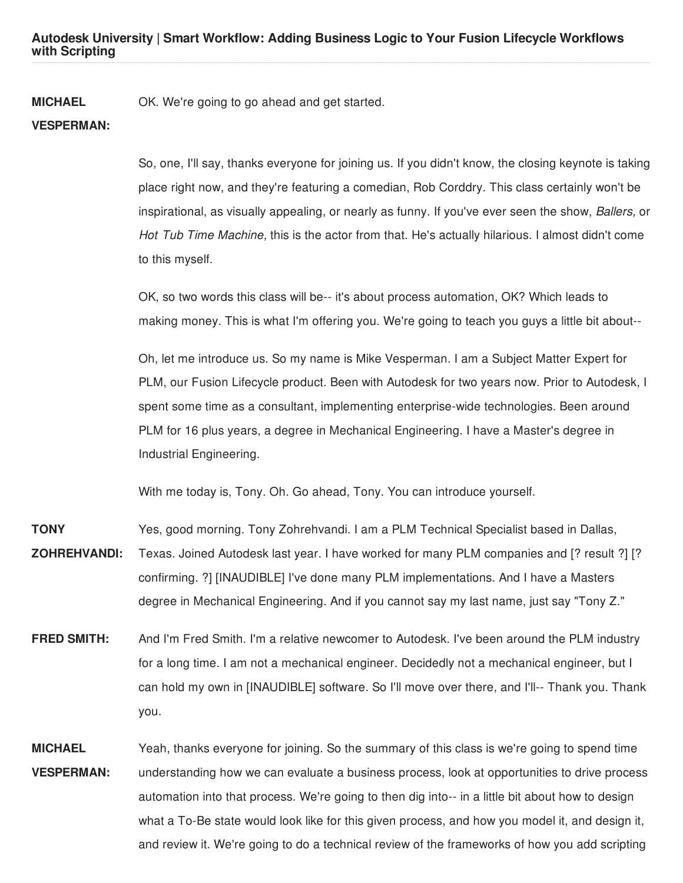# Autodesk University | Smart Workflow: Adding Business Logic to Your Fusion Lifecycle Workflows with Scripting

**MICHAEL VESPERMAN:** OK. We're going to go ahead and get started.

So, one, I'll say, thanks everyone for joining us. If you didn't know, the closing keynote is taking place right now, and they're featuring a comedian, Rob Corddry. This class certainly won't be inspirational, as visually appealing, or nearly as funny. If you've ever seen the show, *Ballers,* or *Hot Tub Time Machine,* this is the actor from that. He's actually hilarious. I almost didn't come to this myself.

OK, so two words this class will be-- it's about process automation, OK? Which leads to making money. This is what I'm offering you. We're going to teach you guys a little bit about--

Oh, let me introduce us. So my name is Mike Vesperman. I am a Subject Matter Expert for PLM, our Fusion Lifecycle product. Been with Autodesk for two years now. Prior to Autodesk, I spent some time as a consultant, implementing enterprise-wide technologies. Been around PLM for 16 plus years, a degree in Mechanical Engineering. I have a Master's degree in Industrial Engineering.

With me today is, Tony. Oh. Go ahead, Tony. You can introduce yourself.

**TONY ZOHREHVANDI:** Yes, good morning. Tony Zohrehvandi. I am a PLM Technical Specialist based in Dallas, Texas. Joined Autodesk last year. I have worked for many PLM companies and [? result ?] [? confirming. ?] [INAUDIBLE] I've done many PLM implementations. And I have a Masters degree in Mechanical Engineering. And if you cannot say my last name, just say "Tony Z."

**FRED SMITH:** And I'm Fred Smith. I'm a relative newcomer to Autodesk. I've been around the PLM industry for a long time. I am not a mechanical engineer. Decidedly not a mechanical engineer, but I can hold my own in [INAUDIBLE] software. So I'll move over there, and I'll-- Thank you. Thank you.

**MICHAEL VESPERMAN:** Yeah, thanks everyone for joining. So the summary of this class is we're going to spend time understanding how we can evaluate a business process, look at opportunities to drive process automation into that process. We're going to then dig into-- in a little bit about how to design what a To-Be state would look like for this given process, and how you model it, and design it, and review it. We're going to do a technical review of the frameworks of how you add scripting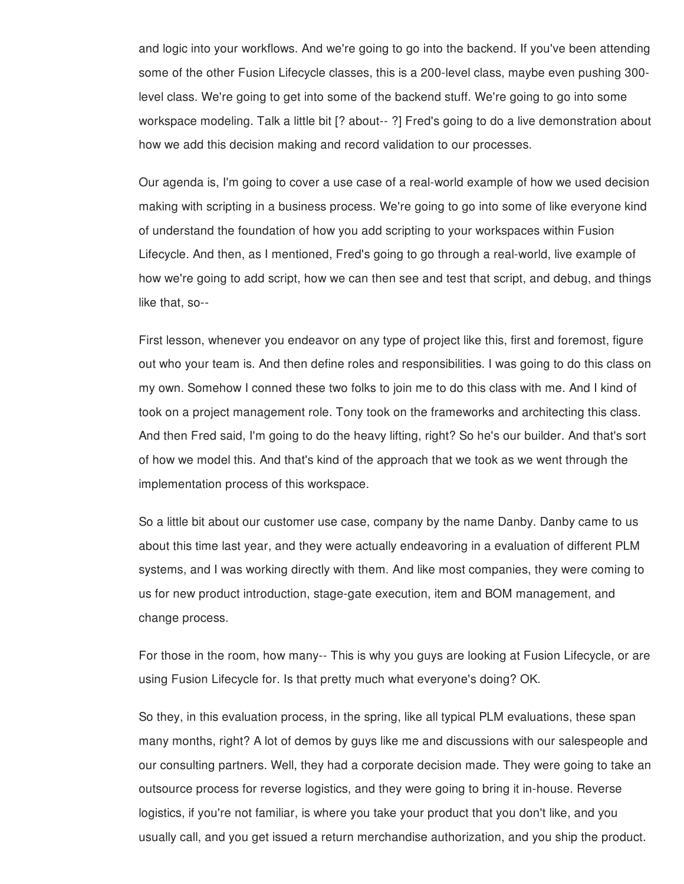and logic into your workflows. And we're going to go into the backend. If you've been attending some of the other Fusion Lifecycle classes, this is a 200-level class, maybe even pushing 300-level class. We're going to get into some of the backend stuff. We're going to go into some workspace modeling. Talk a little bit [? about-- ?] Fred's going to do a live demonstration about how we add this decision making and record validation to our processes.

Our agenda is, I'm going to cover a use case of a real-world example of how we used decision making with scripting in a business process. We're going to go into some of like everyone kind of understand the foundation of how you add scripting to your workspaces within Fusion Lifecycle. And then, as I mentioned, Fred's going to go through a real-world, live example of how we're going to add script, how we can then see and test that script, and debug, and things like that, so--

First lesson, whenever you endeavor on any type of project like this, first and foremost, figure out who your team is. And then define roles and responsibilities. I was going to do this class on my own. Somehow I conned these two folks to join me to do this class with me. And I kind of took on a project management role. Tony took on the frameworks and architecting this class. And then Fred said, I'm going to do the heavy lifting, right? So he's our builder. And that's sort of how we model this. And that's kind of the approach that we took as we went through the implementation process of this workspace.

So a little bit about our customer use case, company by the name Danby. Danby came to us about this time last year, and they were actually endeavoring in a evaluation of different PLM systems, and I was working directly with them. And like most companies, they were coming to us for new product introduction, stage-gate execution, item and BOM management, and change process.

For those in the room, how many-- This is why you guys are looking at Fusion Lifecycle, or are using Fusion Lifecycle for. Is that pretty much what everyone's doing? OK.

So they, in this evaluation process, in the spring, like all typical PLM evaluations, these span many months, right? A lot of demos by guys like me and discussions with our salespeople and our consulting partners. Well, they had a corporate decision made. They were going to take an outsource process for reverse logistics, and they were going to bring it in-house. Reverse logistics, if you're not familiar, is where you take your product that you don't like, and you usually call, and you get issued a return merchandise authorization, and you ship the product.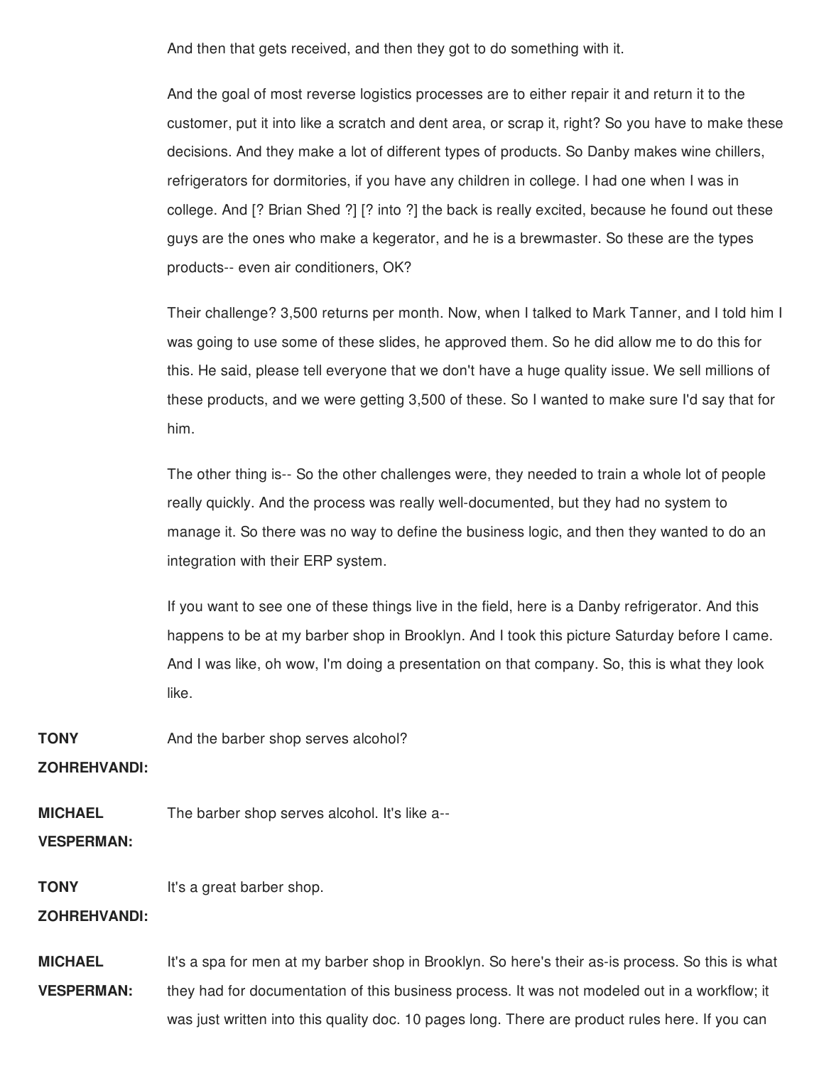And then that gets received, and then they got to do something with it.

And the goal of most reverse logistics processes are to either repair it and return it to the customer, put it into like a scratch and dent area, or scrap it, right? So you have to make these decisions. And they make a lot of different types of products. So Danby makes wine chillers, refrigerators for dormitories, if you have any children in college. I had one when I was in college. And [? Brian Shed ?] [? into ?] the back is really excited, because he found out these guys are the ones who make a kegerator, and he is a brewmaster. So these are the types products-- even air conditioners, OK?

Their challenge? 3,500 returns per month. Now, when I talked to Mark Tanner, and I told him I was going to use some of these slides, he approved them. So he did allow me to do this for this. He said, please tell everyone that we don't have a huge quality issue. We sell millions of these products, and we were getting 3,500 of these. So I wanted to make sure I'd say that for him.

The other thing is-- So the other challenges were, they needed to train a whole lot of people really quickly. And the process was really well-documented, but they had no system to manage it. So there was no way to define the business logic, and then they wanted to do an integration with their ERP system.

If you want to see one of these things live in the field, here is a Danby refrigerator. And this happens to be at my barber shop in Brooklyn. And I took this picture Saturday before I came. And I was like, oh wow, I'm doing a presentation on that company. So, this is what they look like.

**TONY ZOHREHVANDI:** And the barber shop serves alcohol?

**MICHAEL VESPERMAN:** The barber shop serves alcohol. It's like a--

**TONY ZOHREHVANDI:** It's a great barber shop.

**MICHAEL VESPERMAN:** It's a spa for men at my barber shop in Brooklyn. So here's their as-is process. So this is what they had for documentation of this business process. It was not modeled out in a workflow; it was just written into this quality doc. 10 pages long. There are product rules here. If you can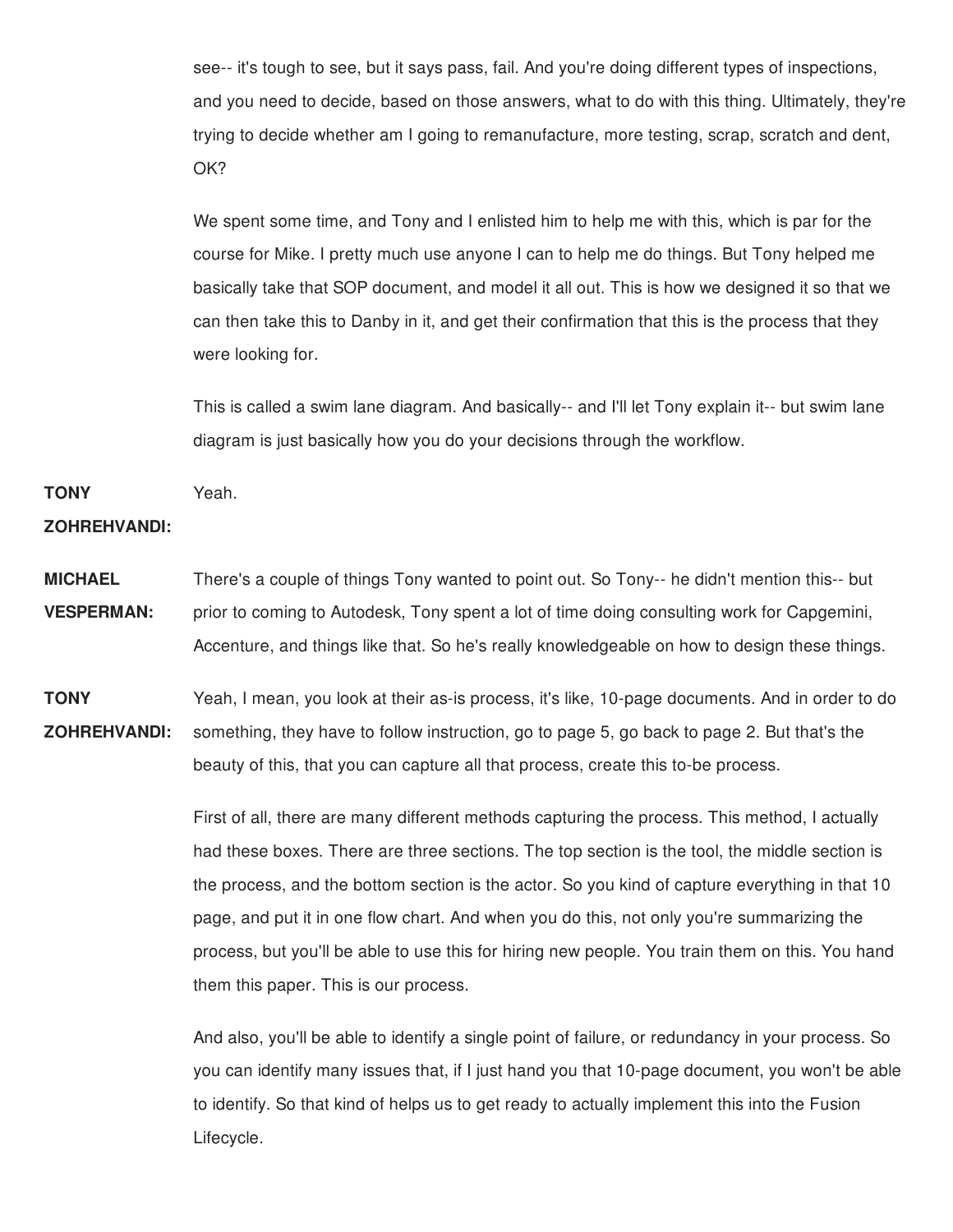see-- it's tough to see, but it says pass, fail. And you're doing different types of inspections, and you need to decide, based on those answers, what to do with this thing. Ultimately, they're trying to decide whether am I going to remanufacture, more testing, scrap, scratch and dent, OK?

We spent some time, and Tony and I enlisted him to help me with this, which is par for the course for Mike. I pretty much use anyone I can to help me do things. But Tony helped me basically take that SOP document, and model it all out. This is how we designed it so that we can then take this to Danby in it, and get their confirmation that this is the process that they were looking for.

This is called a swim lane diagram. And basically-- and I'll let Tony explain it-- but swim lane diagram is just basically how you do your decisions through the workflow.

**TONY ZOHREHVANDI:** Yeah.

**MICHAEL VESPERMAN:** There's a couple of things Tony wanted to point out. So Tony-- he didn't mention this-- but prior to coming to Autodesk, Tony spent a lot of time doing consulting work for Capgemini, Accenture, and things like that. So he's really knowledgeable on how to design these things.

**TONY ZOHREHVANDI:** Yeah, I mean, you look at their as-is process, it's like, 10-page documents. And in order to do something, they have to follow instruction, go to page 5, go back to page 2. But that's the beauty of this, that you can capture all that process, create this to-be process.

First of all, there are many different methods capturing the process. This method, I actually had these boxes. There are three sections. The top section is the tool, the middle section is the process, and the bottom section is the actor. So you kind of capture everything in that 10 page, and put it in one flow chart. And when you do this, not only you're summarizing the process, but you'll be able to use this for hiring new people. You train them on this. You hand them this paper. This is our process.

And also, you'll be able to identify a single point of failure, or redundancy in your process. So you can identify many issues that, if I just hand you that 10-page document, you won't be able to identify. So that kind of helps us to get ready to actually implement this into the Fusion Lifecycle.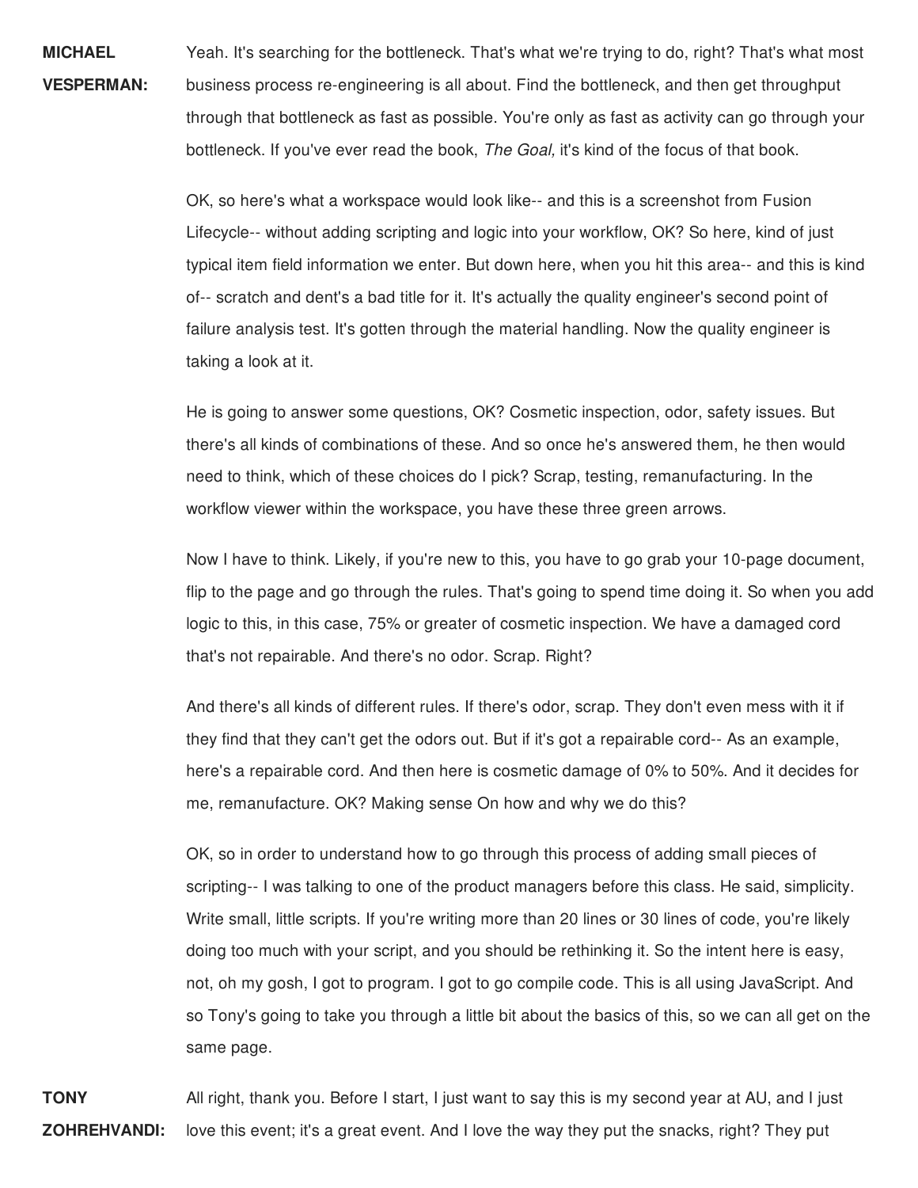**MICHAEL VESPERMAN:** Yeah. It's searching for the bottleneck. That's what we're trying to do, right? That's what most business process re-engineering is all about. Find the bottleneck, and then get throughput through that bottleneck as fast as possible. You're only as fast as activity can go through your bottleneck. If you've ever read the book, *The Goal,* it's kind of the focus of that book.

OK, so here's what a workspace would look like-- and this is a screenshot from Fusion Lifecycle-- without adding scripting and logic into your workflow, OK? So here, kind of just typical item field information we enter. But down here, when you hit this area-- and this is kind of-- scratch and dent's a bad title for it. It's actually the quality engineer's second point of failure analysis test. It's gotten through the material handling. Now the quality engineer is taking a look at it.

He is going to answer some questions, OK? Cosmetic inspection, odor, safety issues. But there's all kinds of combinations of these. And so once he's answered them, he then would need to think, which of these choices do I pick? Scrap, testing, remanufacturing. In the workflow viewer within the workspace, you have these three green arrows.

Now I have to think. Likely, if you're new to this, you have to go grab your 10-page document, flip to the page and go through the rules. That's going to spend time doing it. So when you add logic to this, in this case, 75% or greater of cosmetic inspection. We have a damaged cord that's not repairable. And there's no odor. Scrap. Right?

And there's all kinds of different rules. If there's odor, scrap. They don't even mess with it if they find that they can't get the odors out. But if it's got a repairable cord-- As an example, here's a repairable cord. And then here is cosmetic damage of 0% to 50%. And it decides for me, remanufacture. OK? Making sense On how and why we do this?

OK, so in order to understand how to go through this process of adding small pieces of scripting-- I was talking to one of the product managers before this class. He said, simplicity. Write small, little scripts. If you're writing more than 20 lines or 30 lines of code, you're likely doing too much with your script, and you should be rethinking it. So the intent here is easy, not, oh my gosh, I got to program. I got to go compile code. This is all using JavaScript. And so Tony's going to take you through a little bit about the basics of this, so we can all get on the same page.

**TONY ZOHREHVANDI:** All right, thank you. Before I start, I just want to say this is my second year at AU, and I just love this event; it's a great event. And I love the way they put the snacks, right? They put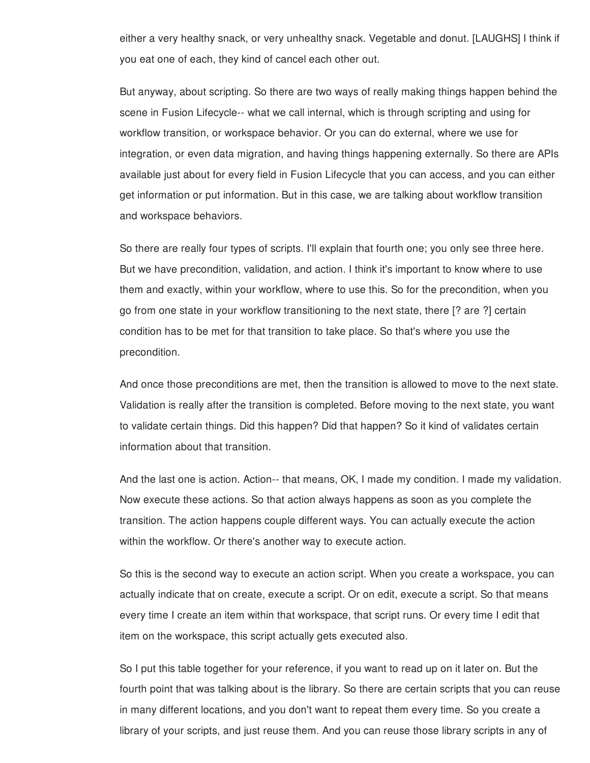either a very healthy snack, or very unhealthy snack. Vegetable and donut. [LAUGHS] I think if you eat one of each, they kind of cancel each other out.

But anyway, about scripting. So there are two ways of really making things happen behind the scene in Fusion Lifecycle-- what we call internal, which is through scripting and using for workflow transition, or workspace behavior. Or you can do external, where we use for integration, or even data migration, and having things happening externally. So there are APIs available just about for every field in Fusion Lifecycle that you can access, and you can either get information or put information. But in this case, we are talking about workflow transition and workspace behaviors.

So there are really four types of scripts. I'll explain that fourth one; you only see three here. But we have precondition, validation, and action. I think it's important to know where to use them and exactly, within your workflow, where to use this. So for the precondition, when you go from one state in your workflow transitioning to the next state, there [? are ?] certain condition has to be met for that transition to take place. So that's where you use the precondition.

And once those preconditions are met, then the transition is allowed to move to the next state. Validation is really after the transition is completed. Before moving to the next state, you want to validate certain things. Did this happen? Did that happen? So it kind of validates certain information about that transition.

And the last one is action. Action-- that means, OK, I made my condition. I made my validation. Now execute these actions. So that action always happens as soon as you complete the transition. The action happens couple different ways. You can actually execute the action within the workflow. Or there's another way to execute action.

So this is the second way to execute an action script. When you create a workspace, you can actually indicate that on create, execute a script. Or on edit, execute a script. So that means every time I create an item within that workspace, that script runs. Or every time I edit that item on the workspace, this script actually gets executed also.

So I put this table together for your reference, if you want to read up on it later on. But the fourth point that was talking about is the library. So there are certain scripts that you can reuse in many different locations, and you don't want to repeat them every time. So you create a library of your scripts, and just reuse them. And you can reuse those library scripts in any of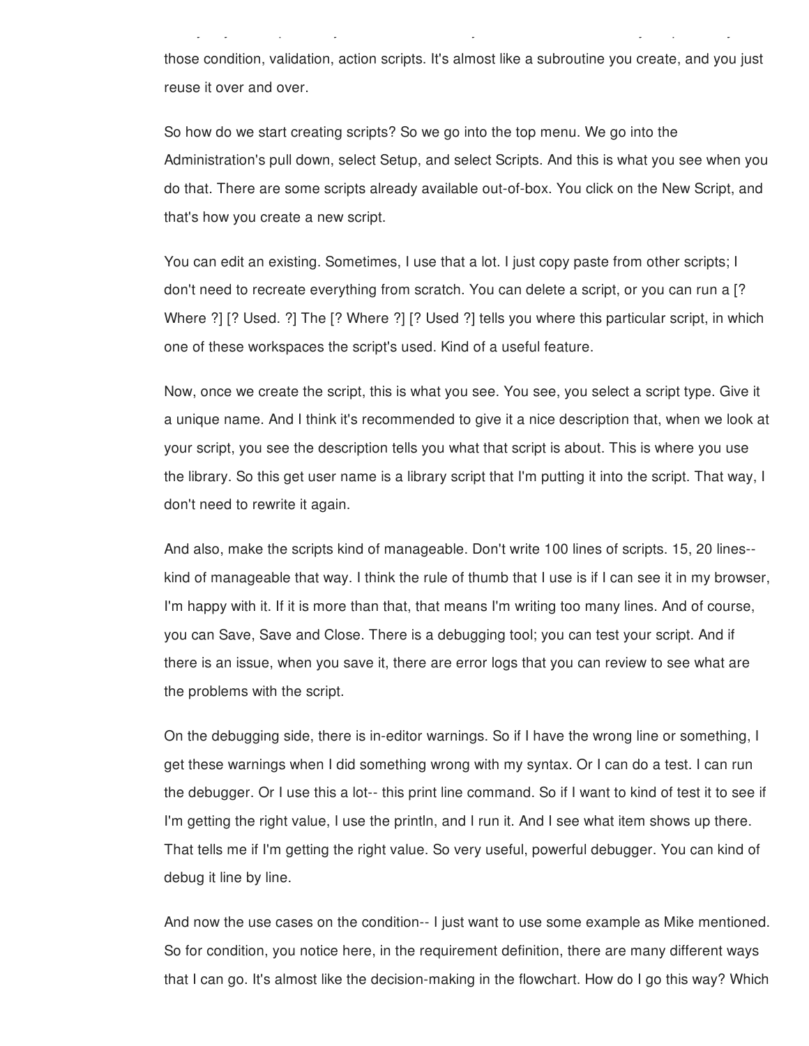those condition, validation, action scripts. It's almost like a subroutine you create, and you just reuse it over and over.

So how do we start creating scripts? So we go into the top menu. We go into the Administration's pull down, select Setup, and select Scripts. And this is what you see when you do that. There are some scripts already available out-of-box. You click on the New Script, and that's how you create a new script.

You can edit an existing. Sometimes, I use that a lot. I just copy paste from other scripts; I don't need to recreate everything from scratch. You can delete a script, or you can run a [? Where ?] [? Used. ?] The [? Where ?] [? Used ?] tells you where this particular script, in which one of these workspaces the script's used. Kind of a useful feature.

Now, once we create the script, this is what you see. You see, you select a script type. Give it a unique name. And I think it's recommended to give it a nice description that, when we look at your script, you see the description tells you what that script is about. This is where you use the library. So this get user name is a library script that I'm putting it into the script. That way, I don't need to rewrite it again.

And also, make the scripts kind of manageable. Don't write 100 lines of scripts. 15, 20 lines-- kind of manageable that way. I think the rule of thumb that I use is if I can see it in my browser, I'm happy with it. If it is more than that, that means I'm writing too many lines. And of course, you can Save, Save and Close. There is a debugging tool; you can test your script. And if there is an issue, when you save it, there are error logs that you can review to see what are the problems with the script.

On the debugging side, there is in-editor warnings. So if I have the wrong line or something, I get these warnings when I did something wrong with my syntax. Or I can do a test. I can run the debugger. Or I use this a lot-- this print line command. So if I want to kind of test it to see if I'm getting the right value, I use the println, and I run it. And I see what item shows up there. That tells me if I'm getting the right value. So very useful, powerful debugger. You can kind of debug it line by line.

And now the use cases on the condition-- I just want to use some example as Mike mentioned. So for condition, you notice here, in the requirement definition, there are many different ways that I can go. It's almost like the decision-making in the flowchart. How do I go this way? Which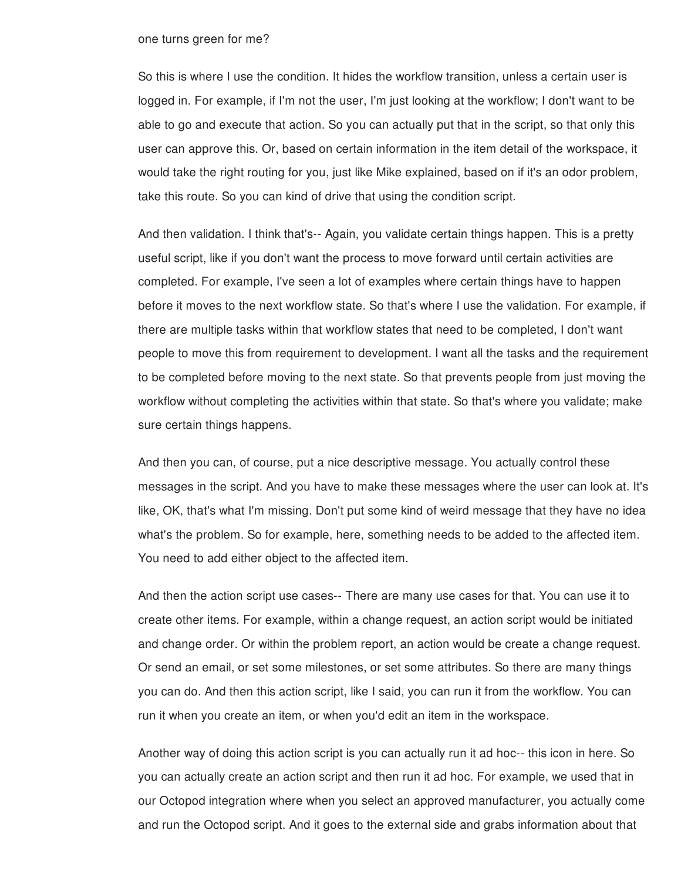one turns green for me?

So this is where I use the condition. It hides the workflow transition, unless a certain user is logged in. For example, if I'm not the user, I'm just looking at the workflow; I don't want to be able to go and execute that action. So you can actually put that in the script, so that only this user can approve this. Or, based on certain information in the item detail of the workspace, it would take the right routing for you, just like Mike explained, based on if it's an odor problem, take this route. So you can kind of drive that using the condition script.

And then validation. I think that's-- Again, you validate certain things happen. This is a pretty useful script, like if you don't want the process to move forward until certain activities are completed. For example, I've seen a lot of examples where certain things have to happen before it moves to the next workflow state. So that's where I use the validation. For example, if there are multiple tasks within that workflow states that need to be completed, I don't want people to move this from requirement to development. I want all the tasks and the requirement to be completed before moving to the next state. So that prevents people from just moving the workflow without completing the activities within that state. So that's where you validate; make sure certain things happens.

And then you can, of course, put a nice descriptive message. You actually control these messages in the script. And you have to make these messages where the user can look at. It's like, OK, that's what I'm missing. Don't put some kind of weird message that they have no idea what's the problem. So for example, here, something needs to be added to the affected item. You need to add either object to the affected item.

And then the action script use cases-- There are many use cases for that. You can use it to create other items. For example, within a change request, an action script would be initiated and change order. Or within the problem report, an action would be create a change request. Or send an email, or set some milestones, or set some attributes. So there are many things you can do. And then this action script, like I said, you can run it from the workflow. You can run it when you create an item, or when you'd edit an item in the workspace.

Another way of doing this action script is you can actually run it ad hoc-- this icon in here. So you can actually create an action script and then run it ad hoc. For example, we used that in our Octopod integration where when you select an approved manufacturer, you actually come and run the Octopod script. And it goes to the external side and grabs information about that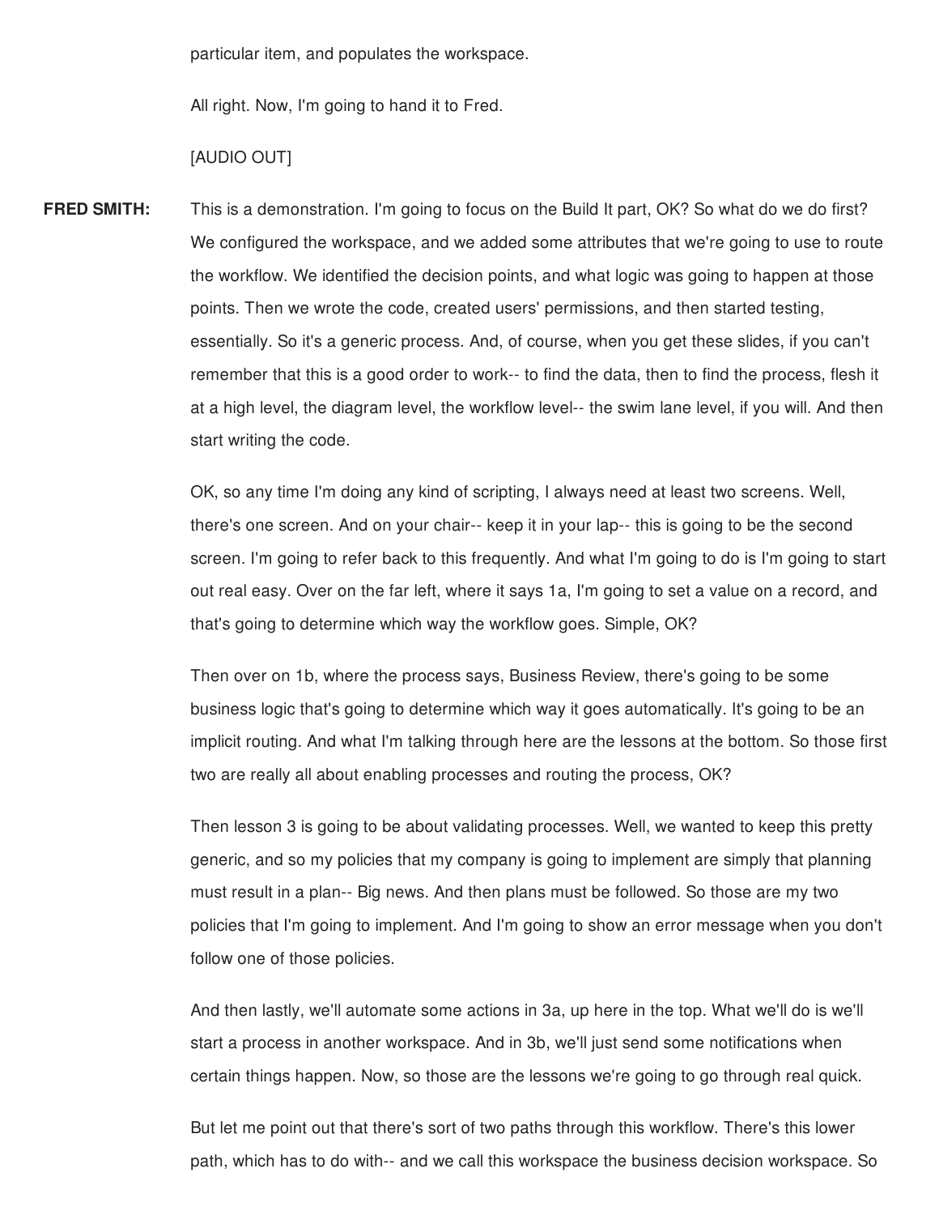particular item, and populates the workspace.

All right. Now, I'm going to hand it to Fred.

[AUDIO OUT]

**FRED SMITH:** This is a demonstration. I'm going to focus on the Build It part, OK? So what do we do first? We configured the workspace, and we added some attributes that we're going to use to route the workflow. We identified the decision points, and what logic was going to happen at those points. Then we wrote the code, created users' permissions, and then started testing, essentially. So it's a generic process. And, of course, when you get these slides, if you can't remember that this is a good order to work-- to find the data, then to find the process, flesh it at a high level, the diagram level, the workflow level-- the swim lane level, if you will. And then start writing the code.

OK, so any time I'm doing any kind of scripting, I always need at least two screens. Well, there's one screen. And on your chair-- keep it in your lap-- this is going to be the second screen. I'm going to refer back to this frequently. And what I'm going to do is I'm going to start out real easy. Over on the far left, where it says 1a, I'm going to set a value on a record, and that's going to determine which way the workflow goes. Simple, OK?

Then over on 1b, where the process says, Business Review, there's going to be some business logic that's going to determine which way it goes automatically. It's going to be an implicit routing. And what I'm talking through here are the lessons at the bottom. So those first two are really all about enabling processes and routing the process, OK?

Then lesson 3 is going to be about validating processes. Well, we wanted to keep this pretty generic, and so my policies that my company is going to implement are simply that planning must result in a plan-- Big news. And then plans must be followed. So those are my two policies that I'm going to implement. And I'm going to show an error message when you don't follow one of those policies.

And then lastly, we'll automate some actions in 3a, up here in the top. What we'll do is we'll start a process in another workspace. And in 3b, we'll just send some notifications when certain things happen. Now, so those are the lessons we're going to go through real quick.

But let me point out that there's sort of two paths through this workflow. There's this lower path, which has to do with-- and we call this workspace the business decision workspace. So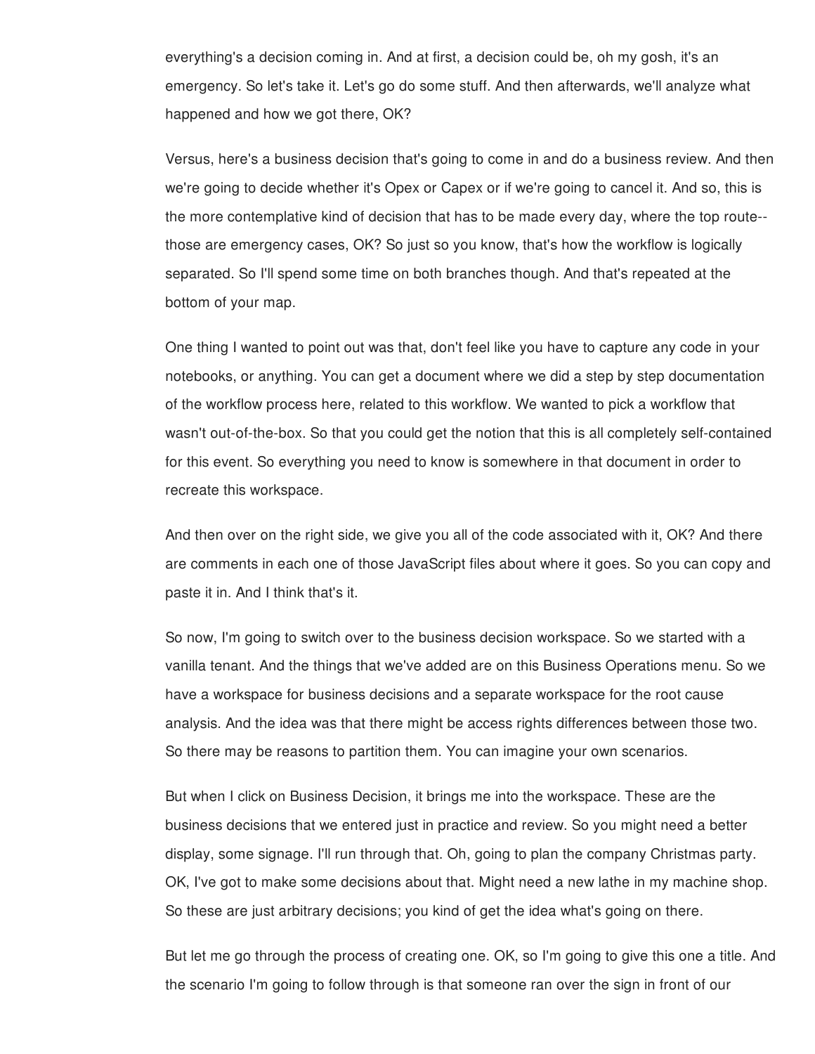everything's a decision coming in. And at first, a decision could be, oh my gosh, it's an emergency. So let's take it. Let's go do some stuff. And then afterwards, we'll analyze what happened and how we got there, OK?

Versus, here's a business decision that's going to come in and do a business review. And then we're going to decide whether it's Opex or Capex or if we're going to cancel it. And so, this is the more contemplative kind of decision that has to be made every day, where the top route-- those are emergency cases, OK? So just so you know, that's how the workflow is logically separated. So I'll spend some time on both branches though. And that's repeated at the bottom of your map.

One thing I wanted to point out was that, don't feel like you have to capture any code in your notebooks, or anything. You can get a document where we did a step by step documentation of the workflow process here, related to this workflow. We wanted to pick a workflow that wasn't out-of-the-box. So that you could get the notion that this is all completely self-contained for this event. So everything you need to know is somewhere in that document in order to recreate this workspace.

And then over on the right side, we give you all of the code associated with it, OK? And there are comments in each one of those JavaScript files about where it goes. So you can copy and paste it in. And I think that's it.

So now, I'm going to switch over to the business decision workspace. So we started with a vanilla tenant. And the things that we've added are on this Business Operations menu. So we have a workspace for business decisions and a separate workspace for the root cause analysis. And the idea was that there might be access rights differences between those two. So there may be reasons to partition them. You can imagine your own scenarios.

But when I click on Business Decision, it brings me into the workspace. These are the business decisions that we entered just in practice and review. So you might need a better display, some signage. I'll run through that. Oh, going to plan the company Christmas party. OK, I've got to make some decisions about that. Might need a new lathe in my machine shop. So these are just arbitrary decisions; you kind of get the idea what's going on there.

But let me go through the process of creating one. OK, so I'm going to give this one a title. And the scenario I'm going to follow through is that someone ran over the sign in front of our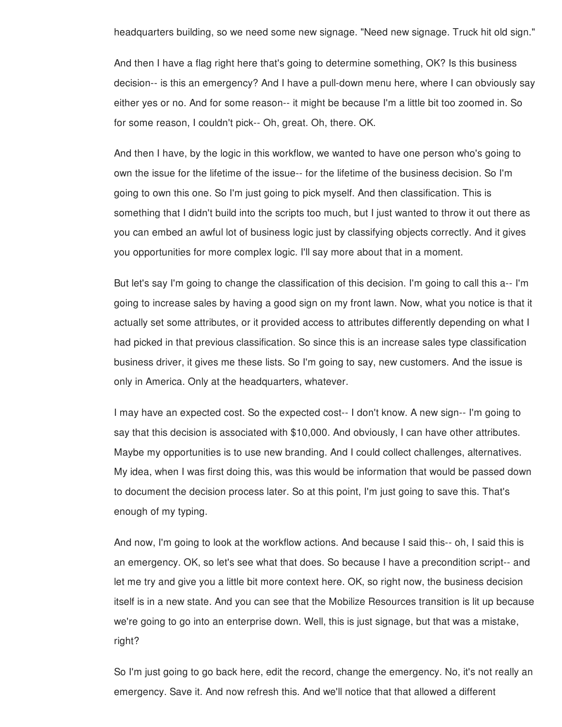headquarters building, so we need some new signage. "Need new signage. Truck hit old sign."

And then I have a flag right here that's going to determine something, OK? Is this business decision-- is this an emergency? And I have a pull-down menu here, where I can obviously say either yes or no. And for some reason-- it might be because I'm a little bit too zoomed in. So for some reason, I couldn't pick-- Oh, great. Oh, there. OK.

And then I have, by the logic in this workflow, we wanted to have one person who's going to own the issue for the lifetime of the issue-- for the lifetime of the business decision. So I'm going to own this one. So I'm just going to pick myself. And then classification. This is something that I didn't build into the scripts too much, but I just wanted to throw it out there as you can embed an awful lot of business logic just by classifying objects correctly. And it gives you opportunities for more complex logic. I'll say more about that in a moment.

But let's say I'm going to change the classification of this decision. I'm going to call this a-- I'm going to increase sales by having a good sign on my front lawn. Now, what you notice is that it actually set some attributes, or it provided access to attributes differently depending on what I had picked in that previous classification. So since this is an increase sales type classification business driver, it gives me these lists. So I'm going to say, new customers. And the issue is only in America. Only at the headquarters, whatever.

I may have an expected cost. So the expected cost-- I don't know. A new sign-- I'm going to say that this decision is associated with $10,000. And obviously, I can have other attributes. Maybe my opportunities is to use new branding. And I could collect challenges, alternatives. My idea, when I was first doing this, was this would be information that would be passed down to document the decision process later. So at this point, I'm just going to save this. That's enough of my typing.

And now, I'm going to look at the workflow actions. And because I said this-- oh, I said this is an emergency. OK, so let's see what that does. So because I have a precondition script-- and let me try and give you a little bit more context here. OK, so right now, the business decision itself is in a new state. And you can see that the Mobilize Resources transition is lit up because we're going to go into an enterprise down. Well, this is just signage, but that was a mistake, right?

So I'm just going to go back here, edit the record, change the emergency. No, it's not really an emergency. Save it. And now refresh this. And we'll notice that that allowed a different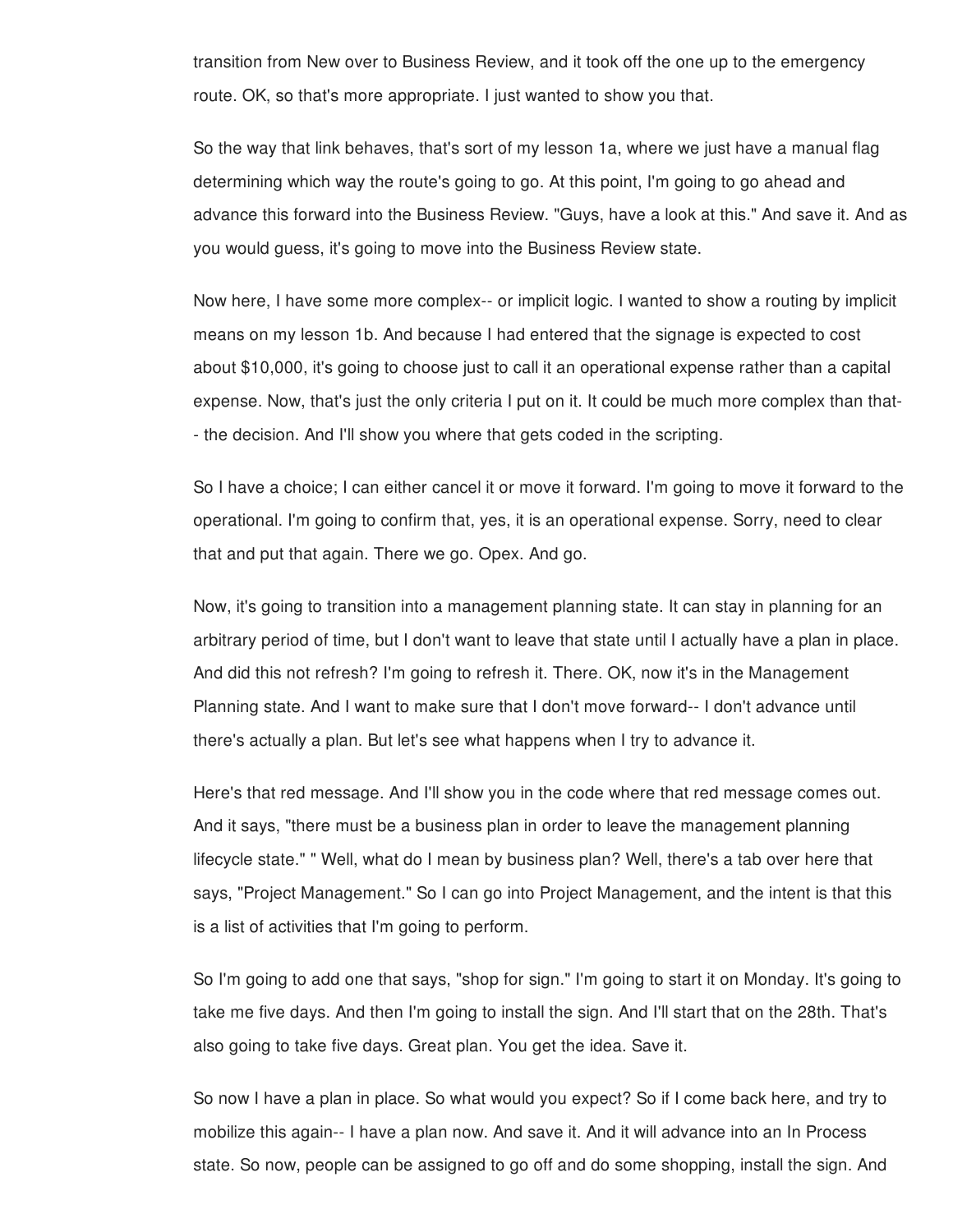transition from New over to Business Review, and it took off the one up to the emergency route. OK, so that's more appropriate. I just wanted to show you that.

So the way that link behaves, that's sort of my lesson 1a, where we just have a manual flag determining which way the route's going to go. At this point, I'm going to go ahead and advance this forward into the Business Review. "Guys, have a look at this." And save it. And as you would guess, it's going to move into the Business Review state.

Now here, I have some more complex-- or implicit logic. I wanted to show a routing by implicit means on my lesson 1b. And because I had entered that the signage is expected to cost about $10,000, it's going to choose just to call it an operational expense rather than a capital expense. Now, that's just the only criteria I put on it. It could be much more complex than that-- the decision. And I'll show you where that gets coded in the scripting.

So I have a choice; I can either cancel it or move it forward. I'm going to move it forward to the operational. I'm going to confirm that, yes, it is an operational expense. Sorry, need to clear that and put that again. There we go. Opex. And go.

Now, it's going to transition into a management planning state. It can stay in planning for an arbitrary period of time, but I don't want to leave that state until I actually have a plan in place. And did this not refresh? I'm going to refresh it. There. OK, now it's in the Management Planning state. And I want to make sure that I don't move forward-- I don't advance until there's actually a plan. But let's see what happens when I try to advance it.

Here's that red message. And I'll show you in the code where that red message comes out. And it says, "there must be a business plan in order to leave the management planning lifecycle state." " Well, what do I mean by business plan? Well, there's a tab over here that says, "Project Management." So I can go into Project Management, and the intent is that this is a list of activities that I'm going to perform.

So I'm going to add one that says, "shop for sign." I'm going to start it on Monday. It's going to take me five days. And then I'm going to install the sign. And I'll start that on the 28th. That's also going to take five days. Great plan. You get the idea. Save it.

So now I have a plan in place. So what would you expect? So if I come back here, and try to mobilize this again-- I have a plan now. And save it. And it will advance into an In Process state. So now, people can be assigned to go off and do some shopping, install the sign. And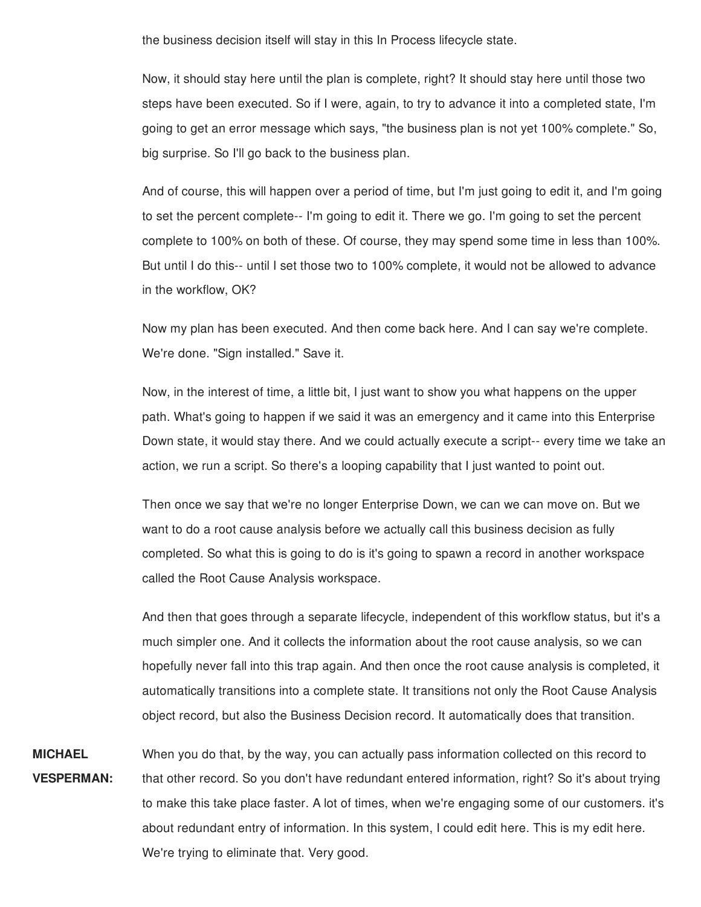the business decision itself will stay in this In Process lifecycle state.

Now, it should stay here until the plan is complete, right? It should stay here until those two steps have been executed. So if I were, again, to try to advance it into a completed state, I'm going to get an error message which says, "the business plan is not yet 100% complete." So, big surprise. So I'll go back to the business plan.

And of course, this will happen over a period of time, but I'm just going to edit it, and I'm going to set the percent complete-- I'm going to edit it. There we go. I'm going to set the percent complete to 100% on both of these. Of course, they may spend some time in less than 100%. But until I do this-- until I set those two to 100% complete, it would not be allowed to advance in the workflow, OK?

Now my plan has been executed. And then come back here. And I can say we're complete. We're done. "Sign installed." Save it.

Now, in the interest of time, a little bit, I just want to show you what happens on the upper path. What's going to happen if we said it was an emergency and it came into this Enterprise Down state, it would stay there. And we could actually execute a script-- every time we take an action, we run a script. So there's a looping capability that I just wanted to point out.

Then once we say that we're no longer Enterprise Down, we can we can move on. But we want to do a root cause analysis before we actually call this business decision as fully completed. So what this is going to do is it's going to spawn a record in another workspace called the Root Cause Analysis workspace.

And then that goes through a separate lifecycle, independent of this workflow status, but it's a much simpler one. And it collects the information about the root cause analysis, so we can hopefully never fall into this trap again. And then once the root cause analysis is completed, it automatically transitions into a complete state. It transitions not only the Root Cause Analysis object record, but also the Business Decision record. It automatically does that transition.

**MICHAEL VESPERMAN:** When you do that, by the way, you can actually pass information collected on this record to that other record. So you don't have redundant entered information, right? So it's about trying to make this take place faster. A lot of times, when we're engaging some of our customers. it's about redundant entry of information. In this system, I could edit here. This is my edit here. We're trying to eliminate that. Very good.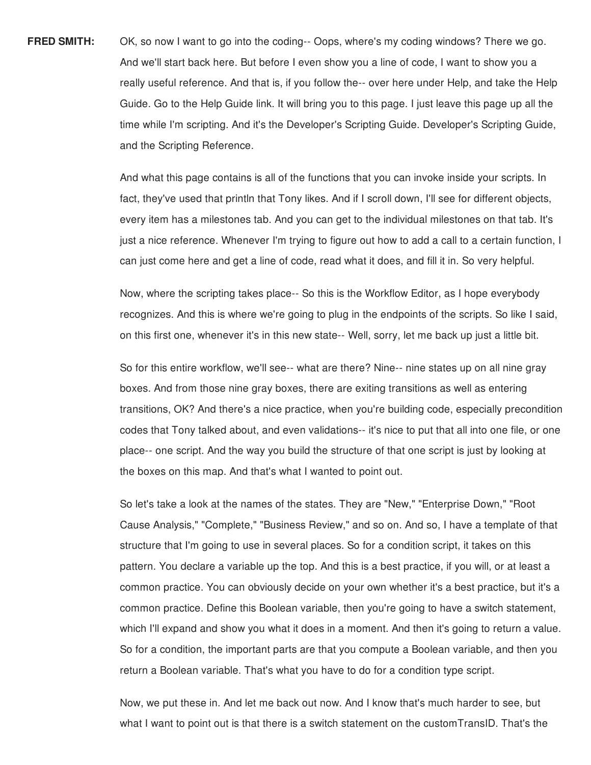**FRED SMITH:** OK, so now I want to go into the coding-- Oops, where's my coding windows? There we go. And we'll start back here. But before I even show you a line of code, I want to show you a really useful reference. And that is, if you follow the-- over here under Help, and take the Help Guide. Go to the Help Guide link. It will bring you to this page. I just leave this page up all the time while I'm scripting. And it's the Developer's Scripting Guide. Developer's Scripting Guide, and the Scripting Reference.

And what this page contains is all of the functions that you can invoke inside your scripts. In fact, they've used that println that Tony likes. And if I scroll down, I'll see for different objects, every item has a milestones tab. And you can get to the individual milestones on that tab. It's just a nice reference. Whenever I'm trying to figure out how to add a call to a certain function, I can just come here and get a line of code, read what it does, and fill it in. So very helpful.

Now, where the scripting takes place-- So this is the Workflow Editor, as I hope everybody recognizes. And this is where we're going to plug in the endpoints of the scripts. So like I said, on this first one, whenever it's in this new state-- Well, sorry, let me back up just a little bit.

So for this entire workflow, we'll see-- what are there? Nine-- nine states up on all nine gray boxes. And from those nine gray boxes, there are exiting transitions as well as entering transitions, OK? And there's a nice practice, when you're building code, especially precondition codes that Tony talked about, and even validations-- it's nice to put that all into one file, or one place-- one script. And the way you build the structure of that one script is just by looking at the boxes on this map. And that's what I wanted to point out.

So let's take a look at the names of the states. They are "New," "Enterprise Down," "Root Cause Analysis," "Complete," "Business Review," and so on. And so, I have a template of that structure that I'm going to use in several places. So for a condition script, it takes on this pattern. You declare a variable up the top. And this is a best practice, if you will, or at least a common practice. You can obviously decide on your own whether it's a best practice, but it's a common practice. Define this Boolean variable, then you're going to have a switch statement, which I'll expand and show you what it does in a moment. And then it's going to return a value. So for a condition, the important parts are that you compute a Boolean variable, and then you return a Boolean variable. That's what you have to do for a condition type script.

Now, we put these in. And let me back out now. And I know that's much harder to see, but what I want to point out is that there is a switch statement on the customTransID. That's the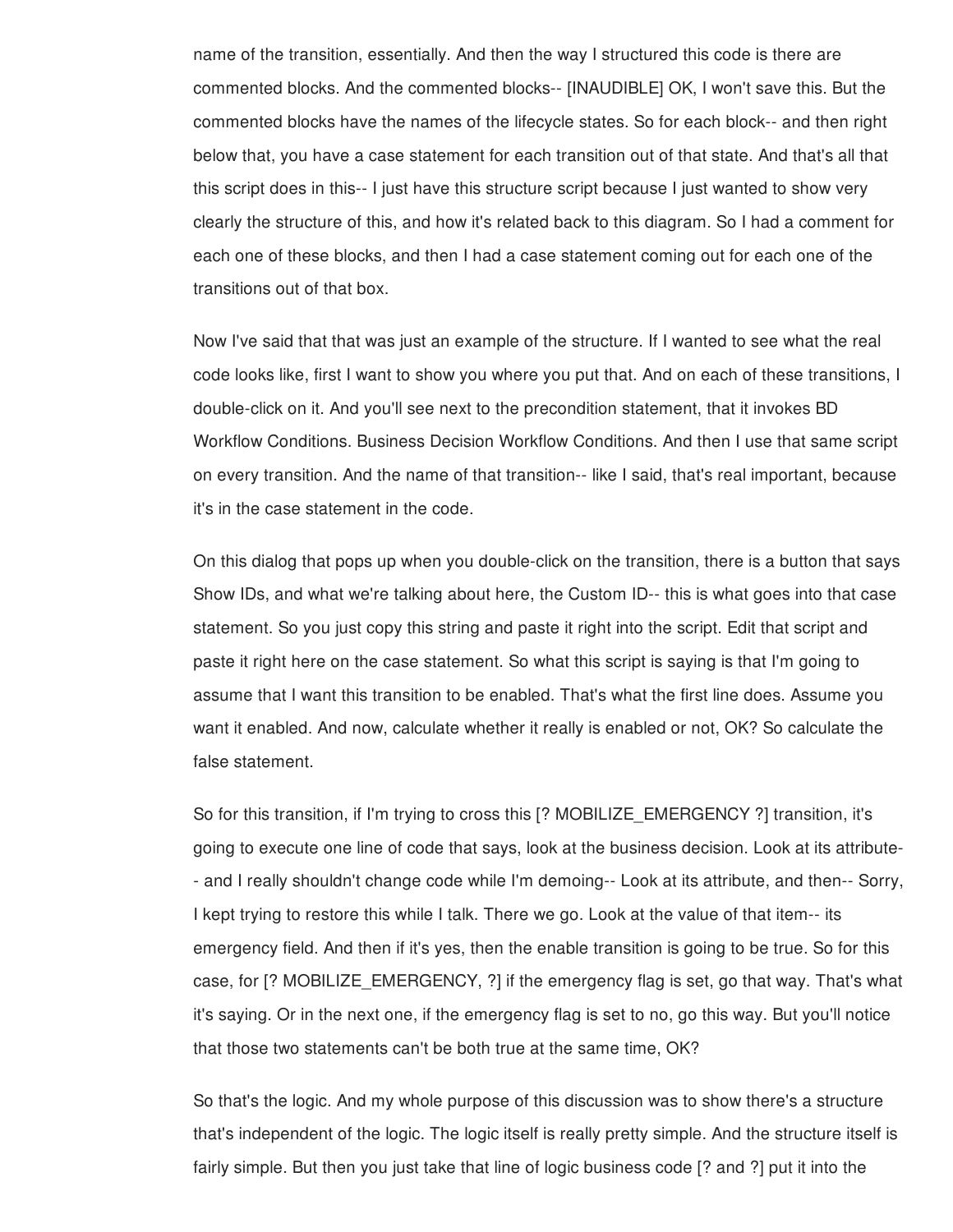name of the transition, essentially. And then the way I structured this code is there are commented blocks. And the commented blocks-- [INAUDIBLE] OK, I won't save this. But the commented blocks have the names of the lifecycle states. So for each block-- and then right below that, you have a case statement for each transition out of that state. And that's all that this script does in this-- I just have this structure script because I just wanted to show very clearly the structure of this, and how it's related back to this diagram. So I had a comment for each one of these blocks, and then I had a case statement coming out for each one of the transitions out of that box.

Now I've said that that was just an example of the structure. If I wanted to see what the real code looks like, first I want to show you where you put that. And on each of these transitions, I double-click on it. And you'll see next to the precondition statement, that it invokes BD Workflow Conditions. Business Decision Workflow Conditions. And then I use that same script on every transition. And the name of that transition-- like I said, that's real important, because it's in the case statement in the code.

On this dialog that pops up when you double-click on the transition, there is a button that says Show IDs, and what we're talking about here, the Custom ID-- this is what goes into that case statement. So you just copy this string and paste it right into the script. Edit that script and paste it right here on the case statement. So what this script is saying is that I'm going to assume that I want this transition to be enabled. That's what the first line does. Assume you want it enabled. And now, calculate whether it really is enabled or not, OK? So calculate the false statement.

So for this transition, if I'm trying to cross this [? MOBILIZE_EMERGENCY ?] transition, it's going to execute one line of code that says, look at the business decision. Look at its attribute-- and I really shouldn't change code while I'm demoing-- Look at its attribute, and then-- Sorry, I kept trying to restore this while I talk. There we go. Look at the value of that item-- its emergency field. And then if it's yes, then the enable transition is going to be true. So for this case, for [? MOBILIZE_EMERGENCY, ?] if the emergency flag is set, go that way. That's what it's saying. Or in the next one, if the emergency flag is set to no, go this way. But you'll notice that those two statements can't be both true at the same time, OK?

So that's the logic. And my whole purpose of this discussion was to show there's a structure that's independent of the logic. The logic itself is really pretty simple. And the structure itself is fairly simple. But then you just take that line of logic business code [? and ?] put it into the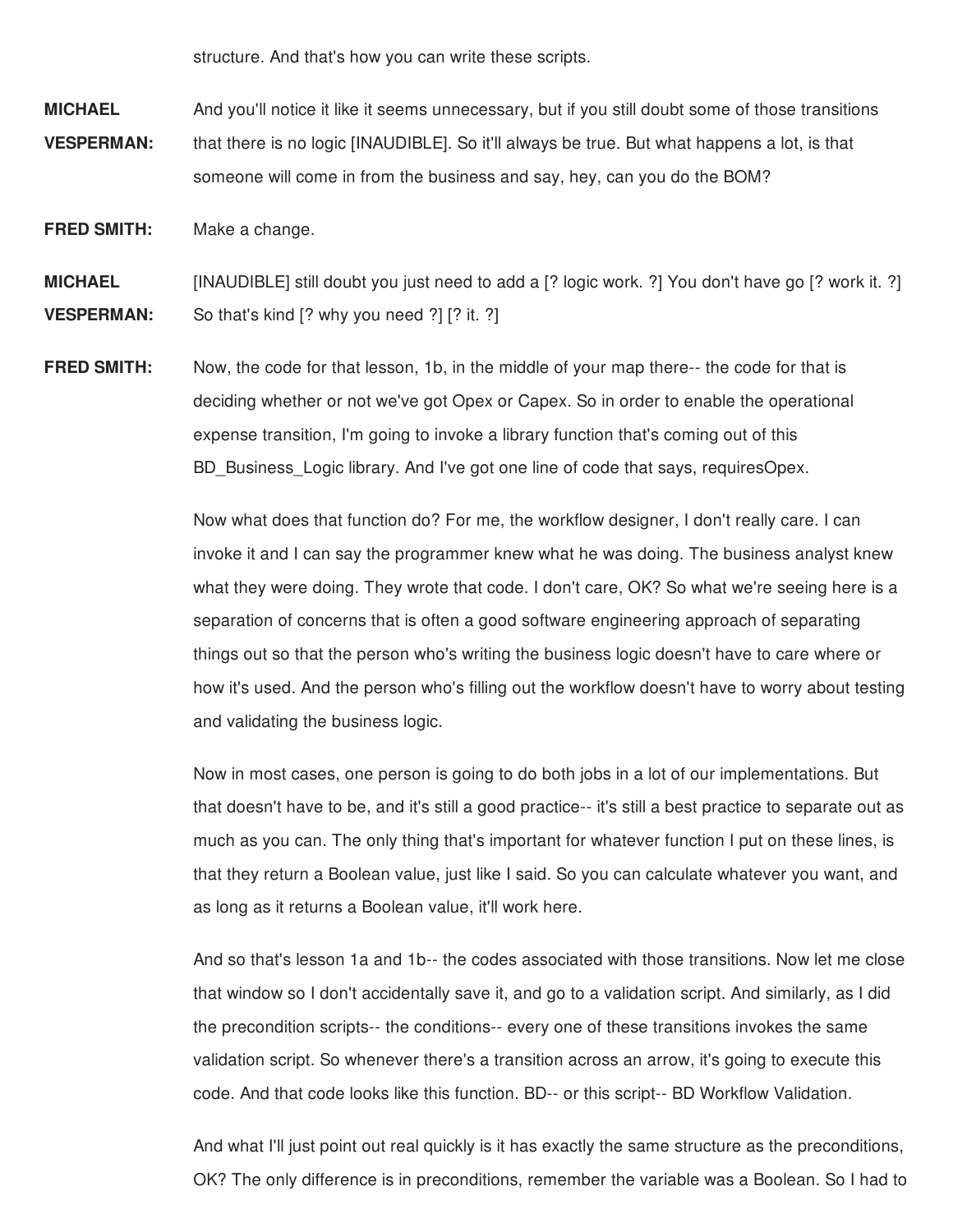structure. And that's how you can write these scripts.

**MICHAEL VESPERMAN:** And you'll notice it like it seems unnecessary, but if you still doubt some of those transitions that there is no logic [INAUDIBLE]. So it'll always be true. But what happens a lot, is that someone will come in from the business and say, hey, can you do the BOM?

**FRED SMITH:** Make a change.

**MICHAEL VESPERMAN:** [INAUDIBLE] still doubt you just need to add a [? logic work. ?] You don't have go [? work it. ?] So that's kind [? why you need ?] [? it. ?]

**FRED SMITH:** Now, the code for that lesson, 1b, in the middle of your map there-- the code for that is deciding whether or not we've got Opex or Capex. So in order to enable the operational expense transition, I'm going to invoke a library function that's coming out of this BD_Business_Logic library. And I've got one line of code that says, requiresOpex.

Now what does that function do? For me, the workflow designer, I don't really care. I can invoke it and I can say the programmer knew what he was doing. The business analyst knew what they were doing. They wrote that code. I don't care, OK? So what we're seeing here is a separation of concerns that is often a good software engineering approach of separating things out so that the person who's writing the business logic doesn't have to care where or how it's used. And the person who's filling out the workflow doesn't have to worry about testing and validating the business logic.

Now in most cases, one person is going to do both jobs in a lot of our implementations. But that doesn't have to be, and it's still a good practice-- it's still a best practice to separate out as much as you can. The only thing that's important for whatever function I put on these lines, is that they return a Boolean value, just like I said. So you can calculate whatever you want, and as long as it returns a Boolean value, it'll work here.

And so that's lesson 1a and 1b-- the codes associated with those transitions. Now let me close that window so I don't accidentally save it, and go to a validation script. And similarly, as I did the precondition scripts-- the conditions-- every one of these transitions invokes the same validation script. So whenever there's a transition across an arrow, it's going to execute this code. And that code looks like this function. BD-- or this script-- BD Workflow Validation.

And what I'll just point out real quickly is it has exactly the same structure as the preconditions, OK? The only difference is in preconditions, remember the variable was a Boolean. So I had to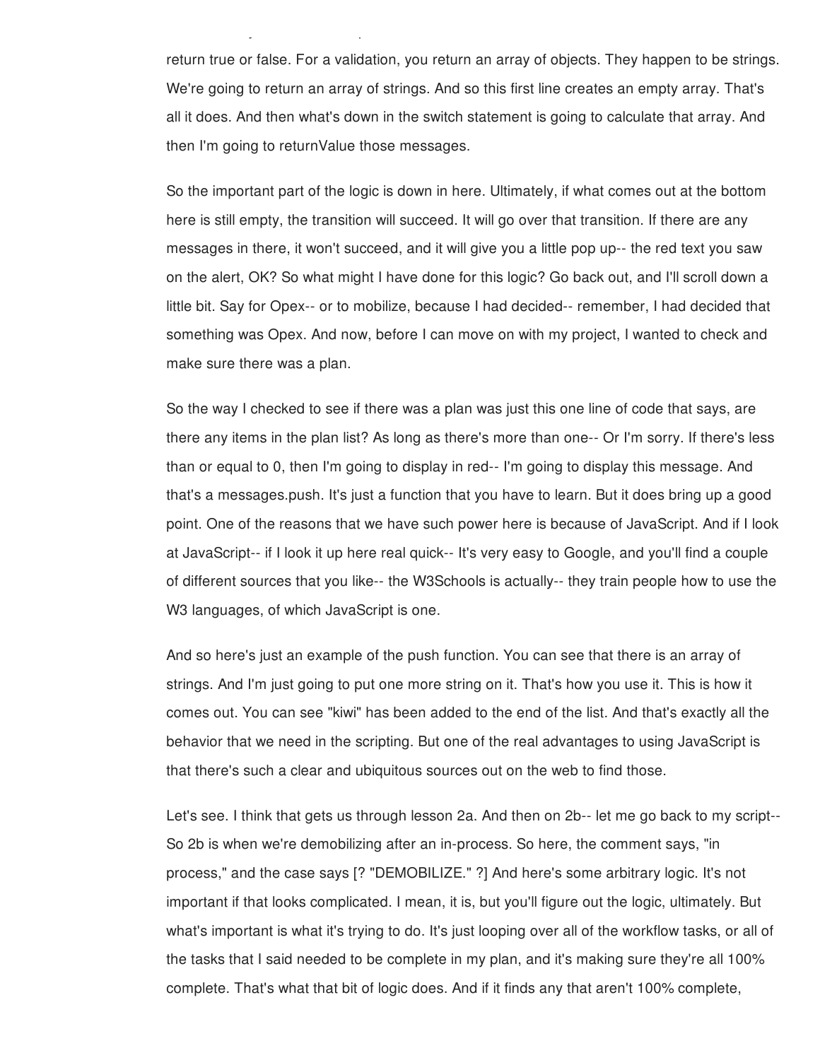return true or false. For a validation, you return an array of objects. They happen to be strings. We're going to return an array of strings. And so this first line creates an empty array. That's all it does. And then what's down in the switch statement is going to calculate that array. And then I'm going to returnValue those messages.

So the important part of the logic is down in here. Ultimately, if what comes out at the bottom here is still empty, the transition will succeed. It will go over that transition. If there are any messages in there, it won't succeed, and it will give you a little pop up-- the red text you saw on the alert, OK? So what might I have done for this logic? Go back out, and I'll scroll down a little bit. Say for Opex-- or to mobilize, because I had decided-- remember, I had decided that something was Opex. And now, before I can move on with my project, I wanted to check and make sure there was a plan.

So the way I checked to see if there was a plan was just this one line of code that says, are there any items in the plan list? As long as there's more than one-- Or I'm sorry. If there's less than or equal to 0, then I'm going to display in red-- I'm going to display this message. And that's a messages.push. It's just a function that you have to learn. But it does bring up a good point. One of the reasons that we have such power here is because of JavaScript. And if I look at JavaScript-- if I look it up here real quick-- It's very easy to Google, and you'll find a couple of different sources that you like-- the W3Schools is actually-- they train people how to use the W3 languages, of which JavaScript is one.

And so here's just an example of the push function. You can see that there is an array of strings. And I'm just going to put one more string on it. That's how you use it. This is how it comes out. You can see "kiwi" has been added to the end of the list. And that's exactly all the behavior that we need in the scripting. But one of the real advantages to using JavaScript is that there's such a clear and ubiquitous sources out on the web to find those.

Let's see. I think that gets us through lesson 2a. And then on 2b-- let me go back to my script-- So 2b is when we're demobilizing after an in-process. So here, the comment says, "in process," and the case says [? "DEMOBILIZE." ?] And here's some arbitrary logic. It's not important if that looks complicated. I mean, it is, but you'll figure out the logic, ultimately. But what's important is what it's trying to do. It's just looping over all of the workflow tasks, or all of the tasks that I said needed to be complete in my plan, and it's making sure they're all 100% complete. That's what that bit of logic does. And if it finds any that aren't 100% complete,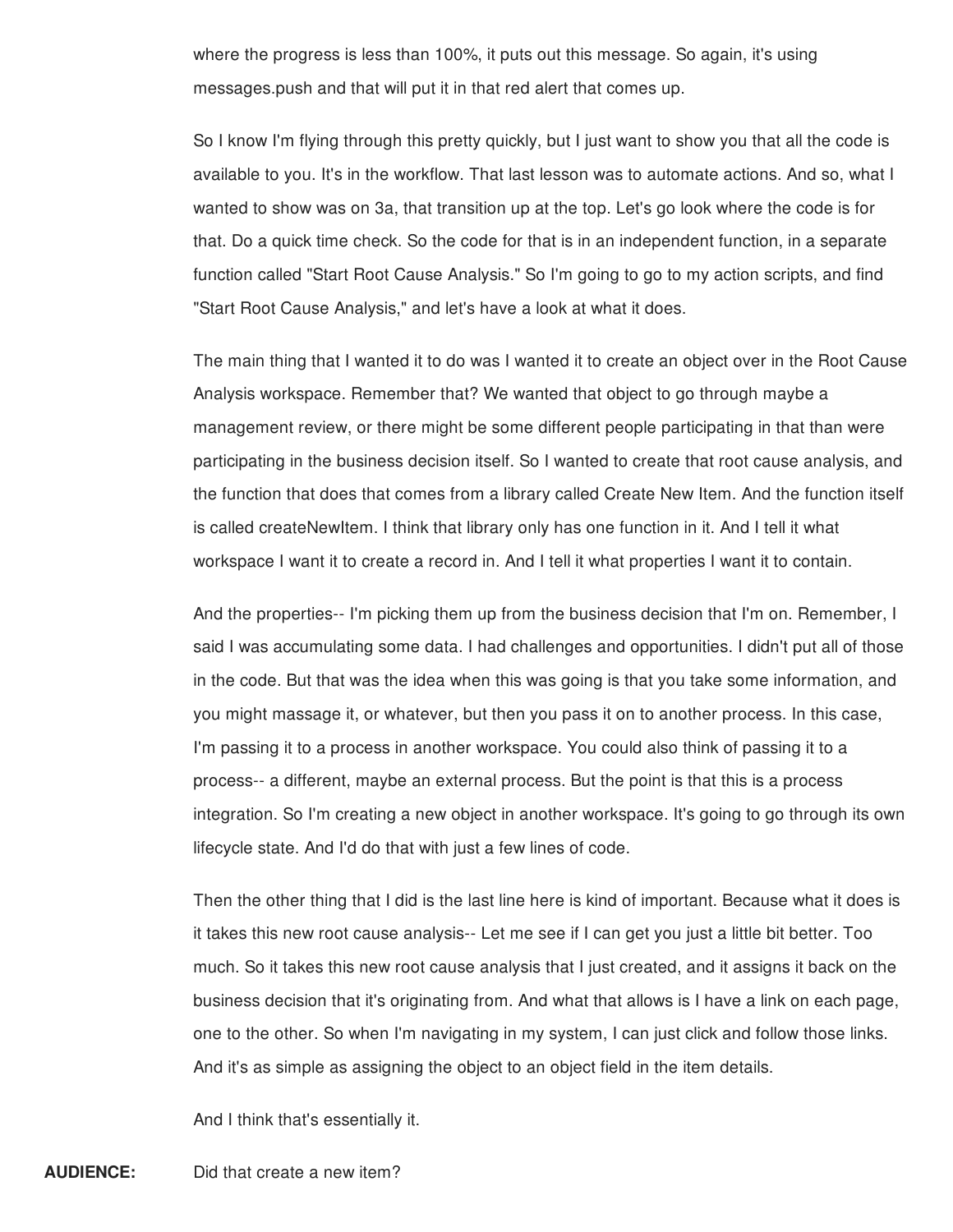where the progress is less than 100%, it puts out this message. So again, it's using messages.push and that will put it in that red alert that comes up.

So I know I'm flying through this pretty quickly, but I just want to show you that all the code is available to you. It's in the workflow. That last lesson was to automate actions. And so, what I wanted to show was on 3a, that transition up at the top. Let's go look where the code is for that. Do a quick time check. So the code for that is in an independent function, in a separate function called "Start Root Cause Analysis." So I'm going to go to my action scripts, and find "Start Root Cause Analysis," and let's have a look at what it does.

The main thing that I wanted it to do was I wanted it to create an object over in the Root Cause Analysis workspace. Remember that? We wanted that object to go through maybe a management review, or there might be some different people participating in that than were participating in the business decision itself. So I wanted to create that root cause analysis, and the function that does that comes from a library called Create New Item. And the function itself is called createNewItem. I think that library only has one function in it. And I tell it what workspace I want it to create a record in. And I tell it what properties I want it to contain.

And the properties-- I'm picking them up from the business decision that I'm on. Remember, I said I was accumulating some data. I had challenges and opportunities. I didn't put all of those in the code. But that was the idea when this was going is that you take some information, and you might massage it, or whatever, but then you pass it on to another process. In this case, I'm passing it to a process in another workspace. You could also think of passing it to a process-- a different, maybe an external process. But the point is that this is a process integration. So I'm creating a new object in another workspace. It's going to go through its own lifecycle state. And I'd do that with just a few lines of code.

Then the other thing that I did is the last line here is kind of important. Because what it does is it takes this new root cause analysis-- Let me see if I can get you just a little bit better. Too much. So it takes this new root cause analysis that I just created, and it assigns it back on the business decision that it's originating from. And what that allows is I have a link on each page, one to the other. So when I'm navigating in my system, I can just click and follow those links. And it's as simple as assigning the object to an object field in the item details.

And I think that's essentially it.

**AUDIENCE:** Did that create a new item?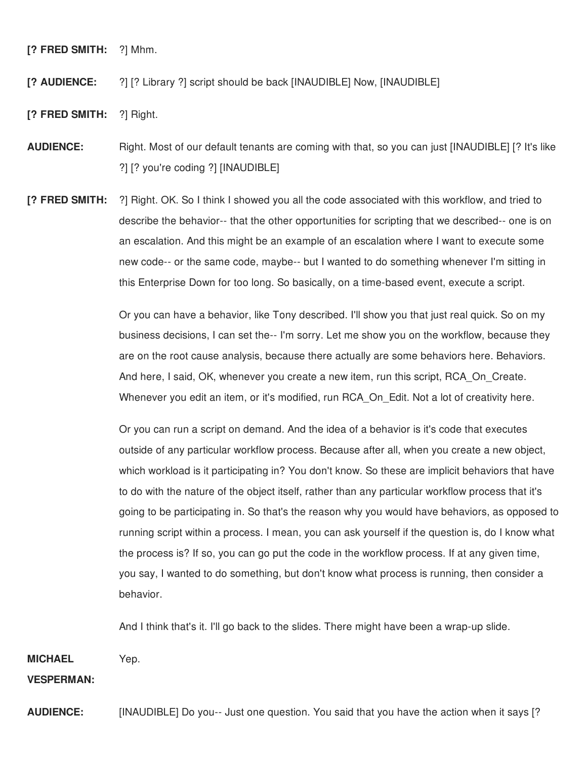**[? FRED SMITH:** ?] Mhm.

**[? AUDIENCE:** ?] [? Library ?] script should be back [INAUDIBLE] Now, [INAUDIBLE]

**[? FRED SMITH:** ?] Right.

**AUDIENCE:** Right. Most of our default tenants are coming with that, so you can just [INAUDIBLE] [? It's like ?] [? you're coding ?] [INAUDIBLE]

**[? FRED SMITH:** ?] Right. OK. So I think I showed you all the code associated with this workflow, and tried to describe the behavior-- that the other opportunities for scripting that we described-- one is on an escalation. And this might be an example of an escalation where I want to execute some new code-- or the same code, maybe-- but I wanted to do something whenever I'm sitting in this Enterprise Down for too long. So basically, on a time-based event, execute a script.

Or you can have a behavior, like Tony described. I'll show you that just real quick. So on my business decisions, I can set the-- I'm sorry. Let me show you on the workflow, because they are on the root cause analysis, because there actually are some behaviors here. Behaviors. And here, I said, OK, whenever you create a new item, run this script, RCA_On_Create. Whenever you edit an item, or it's modified, run RCA_On_Edit. Not a lot of creativity here.

Or you can run a script on demand. And the idea of a behavior is it's code that executes outside of any particular workflow process. Because after all, when you create a new object, which workload is it participating in? You don't know. So these are implicit behaviors that have to do with the nature of the object itself, rather than any particular workflow process that it's going to be participating in. So that's the reason why you would have behaviors, as opposed to running script within a process. I mean, you can ask yourself if the question is, do I know what the process is? If so, you can go put the code in the workflow process. If at any given time, you say, I wanted to do something, but don't know what process is running, then consider a behavior.

And I think that's it. I'll go back to the slides. There might have been a wrap-up slide.

**MICHAEL VESPERMAN:** Yep.

**AUDIENCE:** [INAUDIBLE] Do you-- Just one question. You said that you have the action when it says [?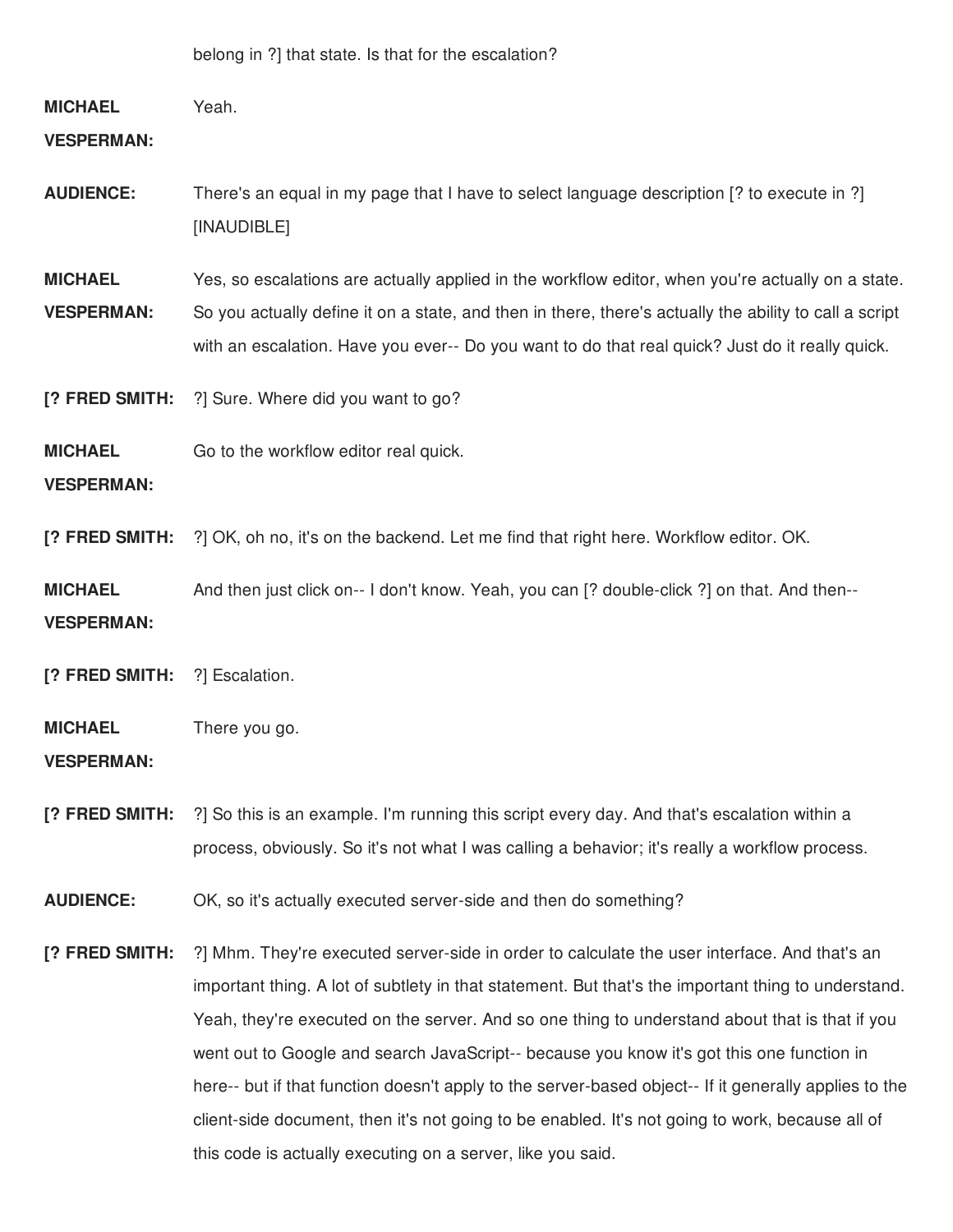belong in ?] that state. Is that for the escalation?

**MICHAEL VESPERMAN:** Yeah.

**AUDIENCE:** There's an equal in my page that I have to select language description [? to execute in ?] [INAUDIBLE]

**MICHAEL VESPERMAN:** Yes, so escalations are actually applied in the workflow editor, when you're actually on a state. So you actually define it on a state, and then in there, there's actually the ability to call a script with an escalation. Have you ever-- Do you want to do that real quick? Just do it really quick.

**[? FRED SMITH:** ?] Sure. Where did you want to go?

**MICHAEL VESPERMAN:** Go to the workflow editor real quick.

**[? FRED SMITH:** ?] OK, oh no, it's on the backend. Let me find that right here. Workflow editor. OK.

**MICHAEL VESPERMAN:** And then just click on-- I don't know. Yeah, you can [? double-click ?] on that. And then--

**[? FRED SMITH:** ?] Escalation.

**MICHAEL VESPERMAN:** There you go.

**[? FRED SMITH:** ?] So this is an example. I'm running this script every day. And that's escalation within a process, obviously. So it's not what I was calling a behavior; it's really a workflow process.

**AUDIENCE:** OK, so it's actually executed server-side and then do something?

**[? FRED SMITH:** ?] Mhm. They're executed server-side in order to calculate the user interface. And that's an important thing. A lot of subtlety in that statement. But that's the important thing to understand. Yeah, they're executed on the server. And so one thing to understand about that is that if you went out to Google and search JavaScript-- because you know it's got this one function in here-- but if that function doesn't apply to the server-based object-- If it generally applies to the client-side document, then it's not going to be enabled. It's not going to work, because all of this code is actually executing on a server, like you said.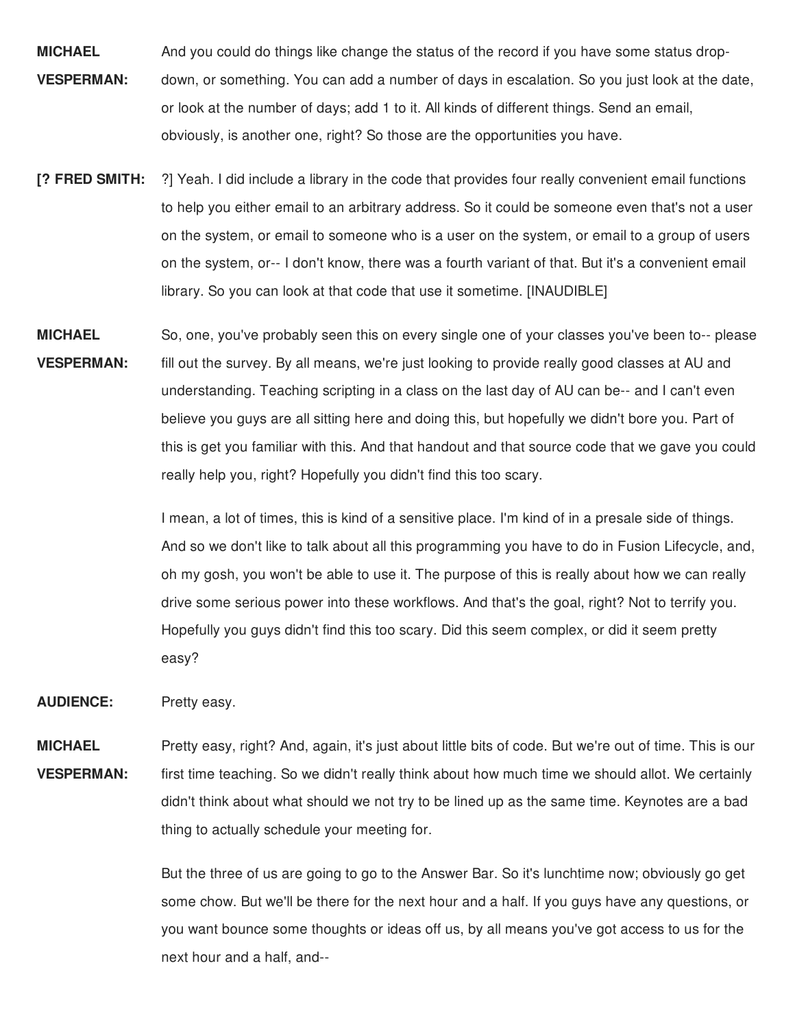**MICHAEL VESPERMAN:** And you could do things like change the status of the record if you have some status drop-down, or something. You can add a number of days in escalation. So you just look at the date, or look at the number of days; add 1 to it. All kinds of different things. Send an email, obviously, is another one, right? So those are the opportunities you have.

**[? FRED SMITH:** ?] Yeah. I did include a library in the code that provides four really convenient email functions to help you either email to an arbitrary address. So it could be someone even that's not a user on the system, or email to someone who is a user on the system, or email to a group of users on the system, or-- I don't know, there was a fourth variant of that. But it's a convenient email library. So you can look at that code that use it sometime. [INAUDIBLE]

**MICHAEL VESPERMAN:** So, one, you've probably seen this on every single one of your classes you've been to-- please fill out the survey. By all means, we're just looking to provide really good classes at AU and understanding. Teaching scripting in a class on the last day of AU can be-- and I can't even believe you guys are all sitting here and doing this, but hopefully we didn't bore you. Part of this is get you familiar with this. And that handout and that source code that we gave you could really help you, right? Hopefully you didn't find this too scary.

I mean, a lot of times, this is kind of a sensitive place. I'm kind of in a presale side of things. And so we don't like to talk about all this programming you have to do in Fusion Lifecycle, and, oh my gosh, you won't be able to use it. The purpose of this is really about how we can really drive some serious power into these workflows. And that's the goal, right? Not to terrify you. Hopefully you guys didn't find this too scary. Did this seem complex, or did it seem pretty easy?

**AUDIENCE:** Pretty easy.

**MICHAEL VESPERMAN:** Pretty easy, right? And, again, it's just about little bits of code. But we're out of time. This is our first time teaching. So we didn't really think about how much time we should allot. We certainly didn't think about what should we not try to be lined up as the same time. Keynotes are a bad thing to actually schedule your meeting for.

But the three of us are going to go to the Answer Bar. So it's lunchtime now; obviously go get some chow. But we'll be there for the next hour and a half. If you guys have any questions, or you want bounce some thoughts or ideas off us, by all means you've got access to us for the next hour and a half, and--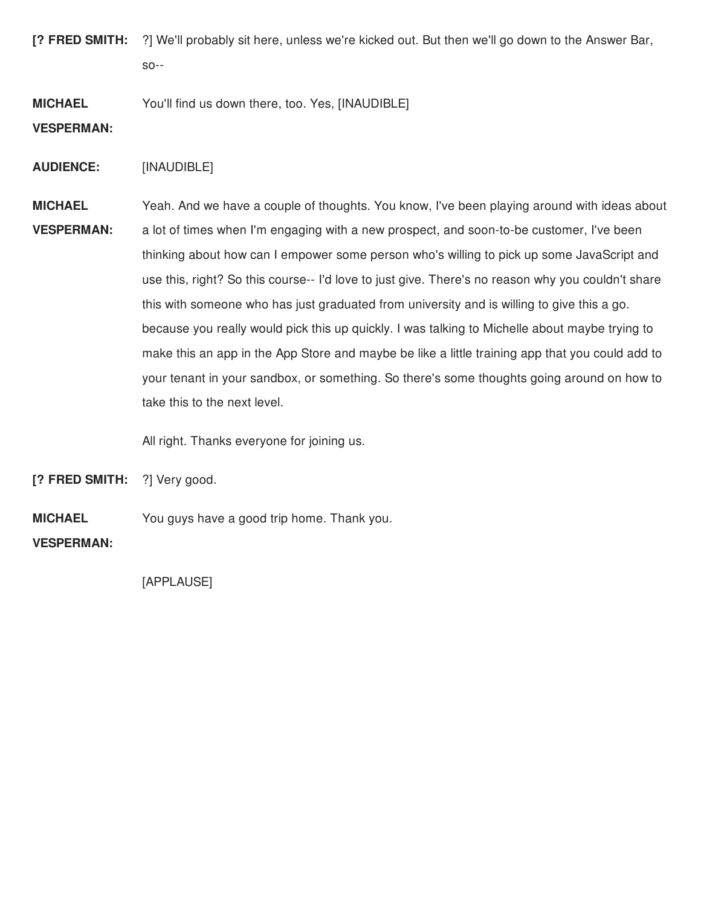**[? FRED SMITH:** ?] We'll probably sit here, unless we're kicked out. But then we'll go down to the Answer Bar, so--

**MICHAEL VESPERMAN:** You'll find us down there, too. Yes, [INAUDIBLE]

**AUDIENCE:** [INAUDIBLE]

**MICHAEL VESPERMAN:** Yeah. And we have a couple of thoughts. You know, I've been playing around with ideas about a lot of times when I'm engaging with a new prospect, and soon-to-be customer, I've been thinking about how can I empower some person who's willing to pick up some JavaScript and use this, right? So this course-- I'd love to just give. There's no reason why you couldn't share this with someone who has just graduated from university and is willing to give this a go. because you really would pick this up quickly. I was talking to Michelle about maybe trying to make this an app in the App Store and maybe be like a little training app that you could add to your tenant in your sandbox, or something. So there's some thoughts going around on how to take this to the next level.

All right. Thanks everyone for joining us.

**[? FRED SMITH:** ?] Very good.

**MICHAEL VESPERMAN:** You guys have a good trip home. Thank you.

[APPLAUSE]